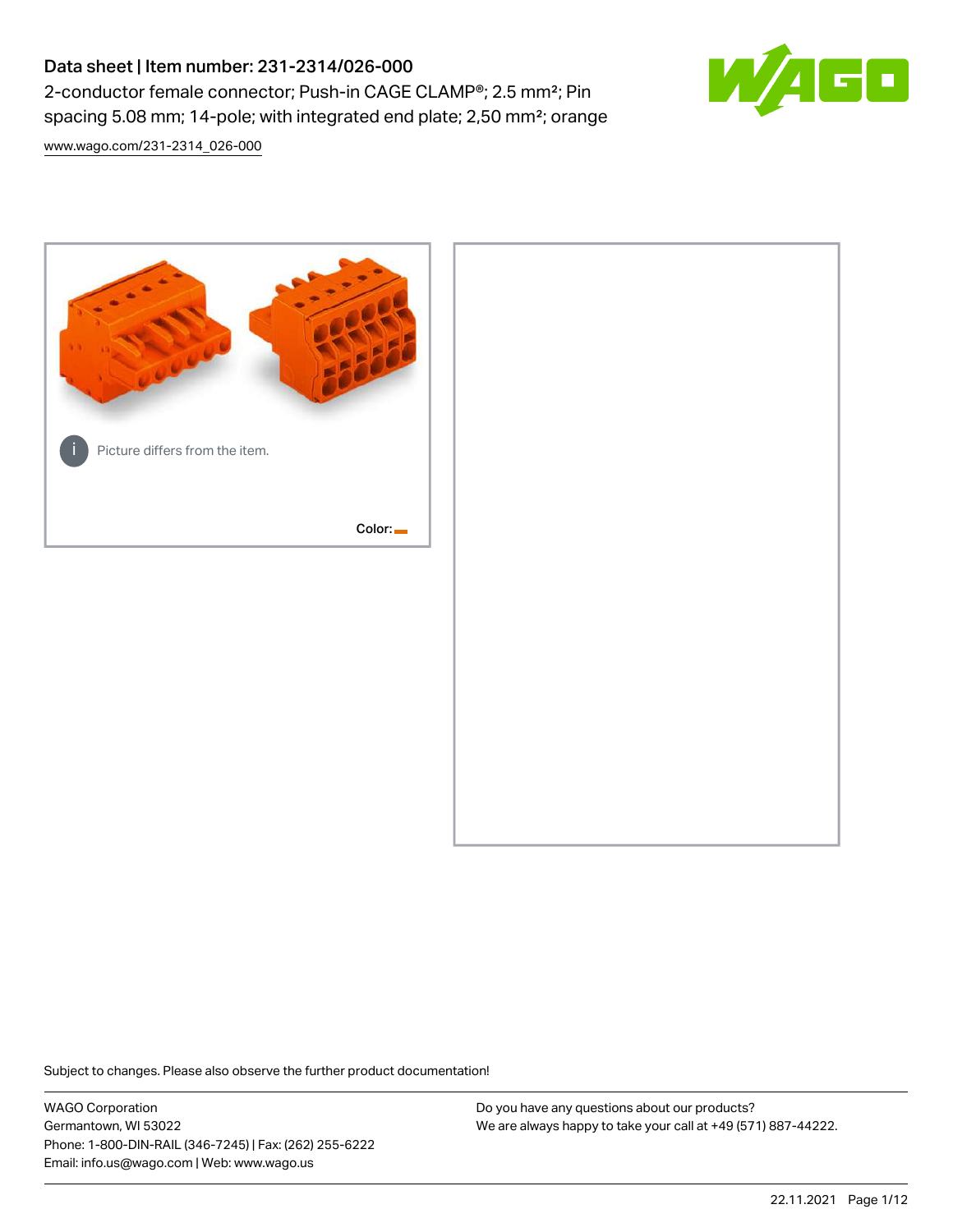# Data sheet | Item number: 231-2314/026-000

2-conductor female connector; Push-in CAGE CLAMP®; 2.5 mm²; Pin spacing 5.08 mm; 14-pole; with integrated end plate; 2,50 mm²; orange

www.wago.com/231-2314_026-000

Picture differs from the item.

Color:

Subject to changes. Please also observe the further product documentation!

WAGO Corporation
Germantown, WI 53022
Phone: 1-800-DIN-RAIL (346-7245) | Fax: (262) 255-6222
Email: info.us@wago.com | Web: www.wago.us

Do you have any questions about our products?
We are always happy to take your call at +49 (571) 887-44222.

22.11.2021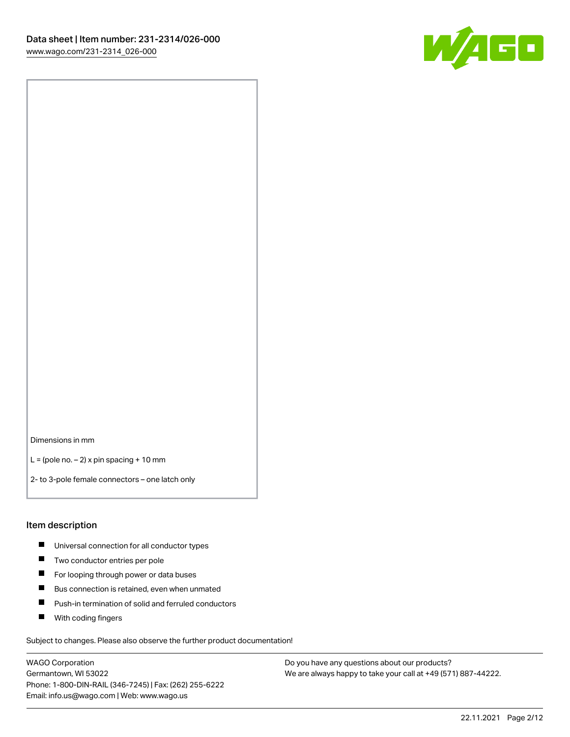Dimensions in mm

L = (pole no. – 2) x pin spacing + 10 mm

2- to 3-pole female connectors – one latch only

## Item description

- Universal connection for all conductor types
- Two conductor entries per pole
- For looping through power or data buses
- Bus connection is retained, even when unmated
- Push-in termination of solid and ferruled conductors
- With coding fingers

Subject to changes. Please also observe the further product documentation!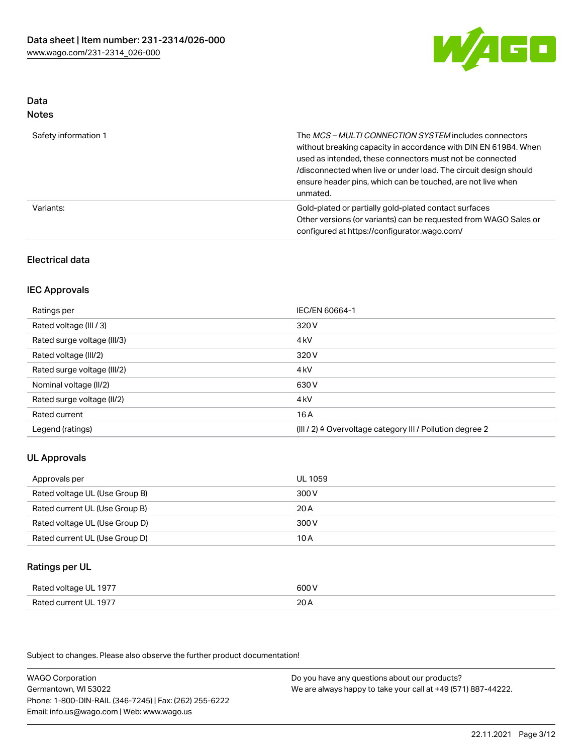## Data
### Notes

| | |
|---|---|
| Safety information 1 | The *MCS – MULTI CONNECTION SYSTEM* includes connectors without breaking capacity in accordance with DIN EN 61984. When used as intended, these connectors must not be connected /disconnected when live or under load. The circuit design should ensure header pins, which can be touched, are not live when unmated. |
| Variants: | Gold-plated or partially gold-plated contact surfaces<br>Other versions (or variants) can be requested from WAGO Sales or configured at https://configurator.wago.com/ |

### Electrical data

### IEC Approvals

| | |
|---|---|
| Ratings per | IEC/EN 60664-1 |
| Rated voltage (III / 3) | 320 V |
| Rated surge voltage (III/3) | 4 kV |
| Rated voltage (III/2) | 320 V |
| Rated surge voltage (III/2) | 4 kV |
| Nominal voltage (II/2) | 630 V |
| Rated surge voltage (II/2) | 4 kV |
| Rated current | 16 A |
| Legend (ratings) | (III / 2) ≙ Overvoltage category III / Pollution degree 2 |

### UL Approvals

| | |
|---|---|
| Approvals per | UL 1059 |
| Rated voltage UL (Use Group B) | 300 V |
| Rated current UL (Use Group B) | 20 A |
| Rated voltage UL (Use Group D) | 300 V |
| Rated current UL (Use Group D) | 10 A |

### Ratings per UL

| | |
|---|---|
| Rated voltage UL 1977 | 600 V |
| Rated current UL 1977 | 20 A |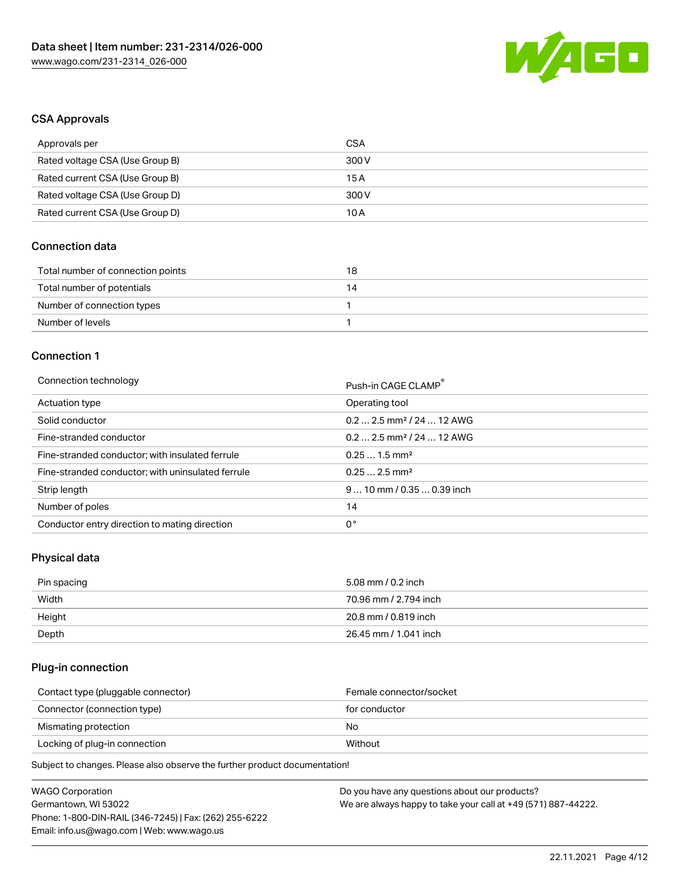## CSA Approvals

| | |
|---|---|
| Approvals per | CSA |
| Rated voltage CSA (Use Group B) | 300 V |
| Rated current CSA (Use Group B) | 15 A |
| Rated voltage CSA (Use Group D) | 300 V |
| Rated current CSA (Use Group D) | 10 A |

## Connection data

| | |
|---|---|
| Total number of connection points | 18 |
| Total number of potentials | 14 |
| Number of connection types | 1 |
| Number of levels | 1 |

## Connection 1

| | |
|---|---|
| Connection technology | Push-in CAGE CLAMP® |
| Actuation type | Operating tool |
| Solid conductor | 0.2 … 2.5 mm² / 24 … 12 AWG |
| Fine-stranded conductor | 0.2 … 2.5 mm² / 24 … 12 AWG |
| Fine-stranded conductor; with insulated ferrule | 0.25 … 1.5 mm² |
| Fine-stranded conductor; with uninsulated ferrule | 0.25 … 2.5 mm² |
| Strip length | 9 … 10 mm / 0.35 … 0.39 inch |
| Number of poles | 14 |
| Conductor entry direction to mating direction | 0° |

## Physical data

| | |
|---|---|
| Pin spacing | 5.08 mm / 0.2 inch |
| Width | 70.96 mm / 2.794 inch |
| Height | 20.8 mm / 0.819 inch |
| Depth | 26.45 mm / 1.041 inch |

## Plug-in connection

| | |
|---|---|
| Contact type (pluggable connector) | Female connector/socket |
| Connector (connection type) | for conductor |
| Mismating protection | No |
| Locking of plug-in connection | Without |

Subject to changes. Please also observe the further product documentation!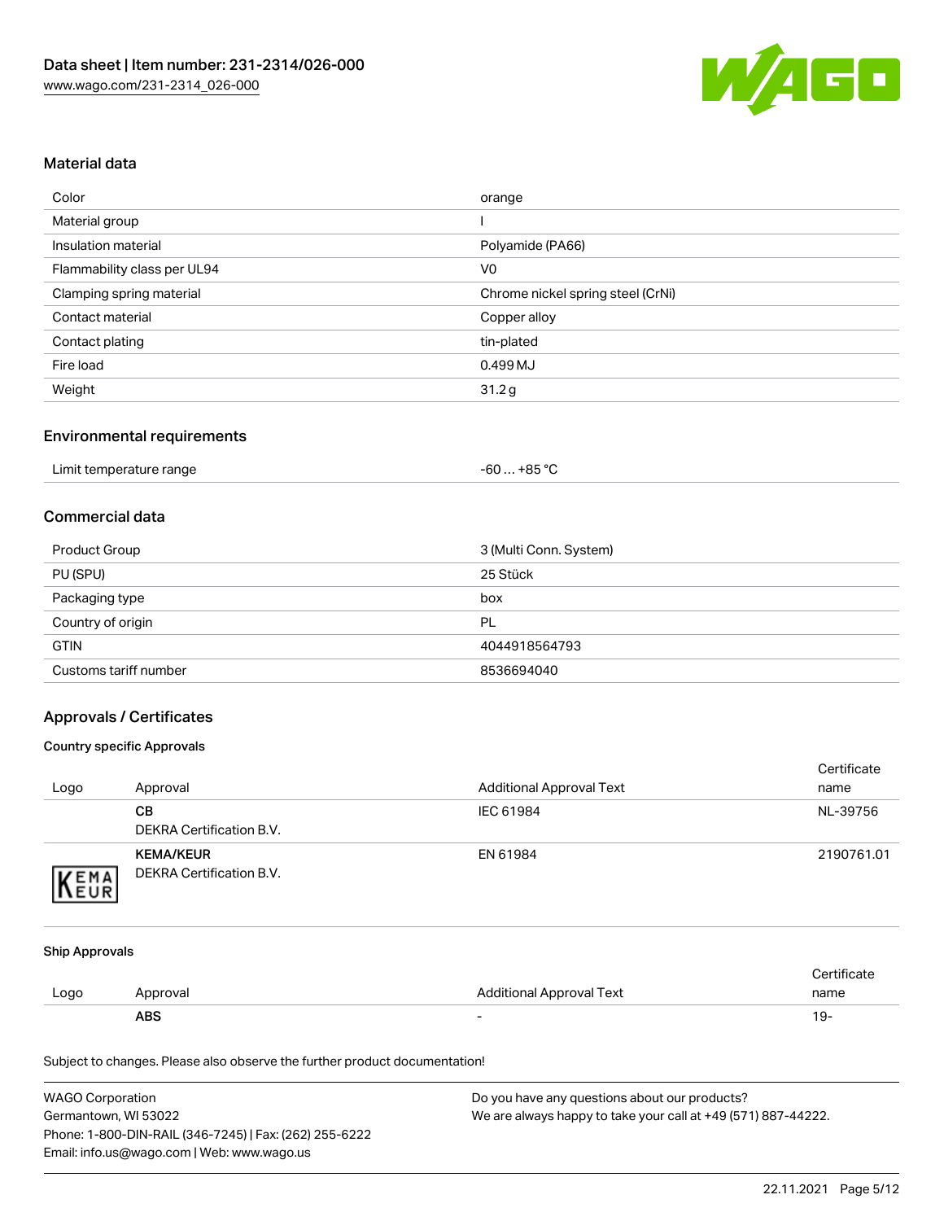## Material data

| | |
|---|---|
| Color | orange |
| Material group | I |
| Insulation material | Polyamide (PA66) |
| Flammability class per UL94 | V0 |
| Clamping spring material | Chrome nickel spring steel (CrNi) |
| Contact material | Copper alloy |
| Contact plating | tin-plated |
| Fire load | 0.499 MJ |
| Weight | 31.2 g |

## Environmental requirements

| | |
|---|---|
| Limit temperature range | -60 … +85 °C |

## Commercial data

| | |
|---|---|
| Product Group | 3 (Multi Conn. System) |
| PU (SPU) | 25 Stück |
| Packaging type | box |
| Country of origin | PL |
| GTIN | 4044918564793 |
| Customs tariff number | 8536694040 |

## Approvals / Certificates

### Country specific Approvals

| Logo | Approval | Additional Approval Text | Certificate name |
|---|---|---|---|
| | **CB**<br>DEKRA Certification B.V. | IEC 61984 | NL-39756 |
| | **KEMA/KEUR**<br>DEKRA Certification B.V. | EN 61984 | 2190761.01 |

### Ship Approvals

| Logo | Approval | Additional Approval Text | Certificate name |
|---|---|---|---|
| | **ABS** | - | 19- |

Subject to changes. Please also observe the further product documentation!

WAGO Corporation
Germantown, WI 53022
Phone: 1-800-DIN-RAIL (346-7245) | Fax: (262) 255-6222
Email: info.us@wago.com | Web: www.wago.us

Do you have any questions about our products?
We are always happy to take your call at +49 (571) 887-44222.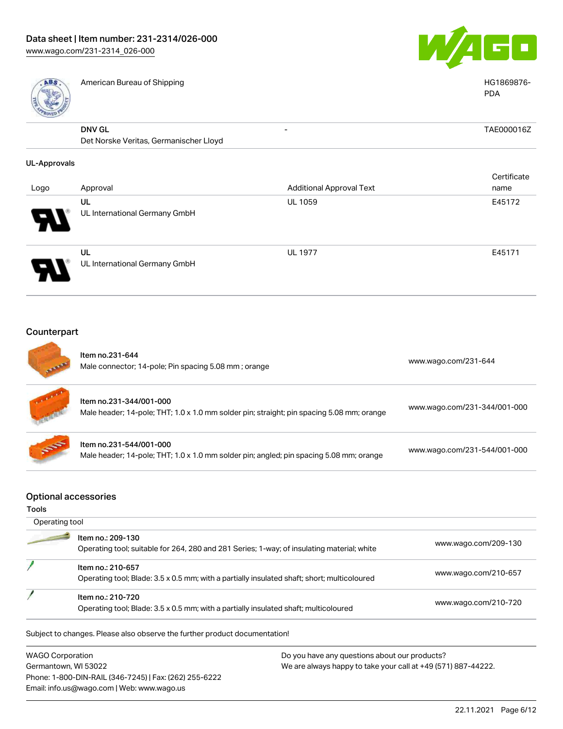| | | | |
|---|---|---|---|
| | American Bureau of Shipping | | HG1869876-PDA |
| | **DNV GL** Det Norske Veritas, Germanischer Lloyd | - | TAE000016Z |

**UL-Approvals**

| Logo | Approval | Additional Approval Text | Certificate name |
|---|---|---|---|
| | **UL** UL International Germany GmbH | UL 1059 | E45172 |
| | **UL** UL International Germany GmbH | UL 1977 | E45171 |

## Counterpart

| | | |
|---|---|---|
| | Item no.231-644<br>Male connector; 14-pole; Pin spacing 5.08 mm ; orange | www.wago.com/231-644 |
| | Item no.231-344/001-000<br>Male header; 14-pole; THT; 1.0 x 1.0 mm solder pin; straight; pin spacing 5.08 mm; orange | www.wago.com/231-344/001-000 |
| | Item no.231-544/001-000<br>Male header; 14-pole; THT; 1.0 x 1.0 mm solder pin; angled; pin spacing 5.08 mm; orange | www.wago.com/231-544/001-000 |

## Optional accessories

**Tools**

| Operating tool | | |
|---|---|---|
| | Item no.: 209-130<br>Operating tool; suitable for 264, 280 and 281 Series; 1-way; of insulating material; white | www.wago.com/209-130 |
| | Item no.: 210-657<br>Operating tool; Blade: 3.5 x 0.5 mm; with a partially insulated shaft; short; multicoloured | www.wago.com/210-657 |
| | Item no.: 210-720<br>Operating tool; Blade: 3.5 x 0.5 mm; with a partially insulated shaft; multicoloured | www.wago.com/210-720 |

Subject to changes. Please also observe the further product documentation!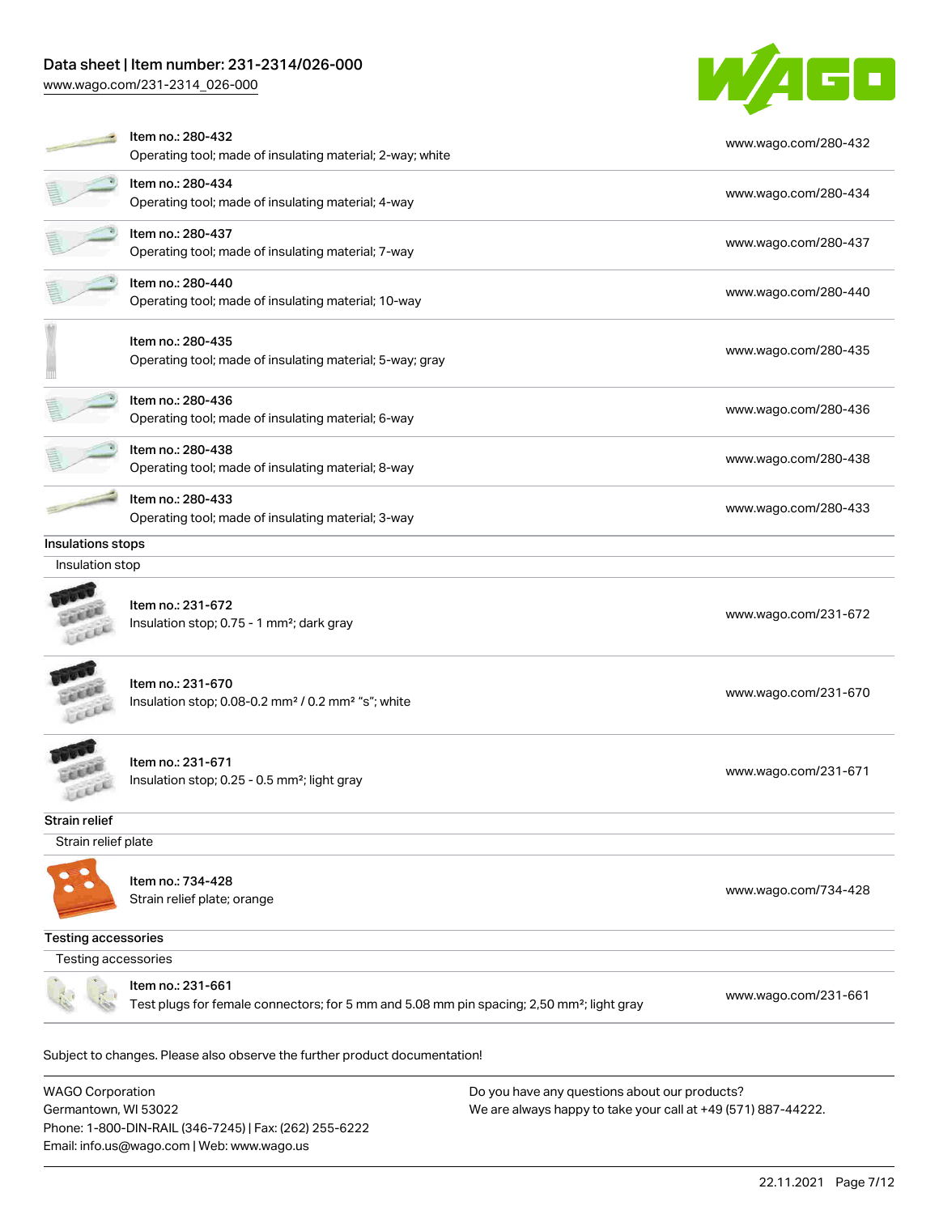| | |
|---|---|
| Item no.: 280-432<br>Operating tool; made of insulating material; 2-way; white | www.wago.com/280-432 |
| Item no.: 280-434<br>Operating tool; made of insulating material; 4-way | www.wago.com/280-434 |
| Item no.: 280-437<br>Operating tool; made of insulating material; 7-way | www.wago.com/280-437 |
| Item no.: 280-440<br>Operating tool; made of insulating material; 10-way | www.wago.com/280-440 |
| Item no.: 280-435<br>Operating tool; made of insulating material; 5-way; gray | www.wago.com/280-435 |
| Item no.: 280-436<br>Operating tool; made of insulating material; 6-way | www.wago.com/280-436 |
| Item no.: 280-438<br>Operating tool; made of insulating material; 8-way | www.wago.com/280-438 |
| Item no.: 280-433<br>Operating tool; made of insulating material; 3-way | www.wago.com/280-433 |

### Insulations stops

Insulation stop

| | |
|---|---|
| Item no.: 231-672<br>Insulation stop; 0.75 - 1 mm²; dark gray | www.wago.com/231-672 |
| Item no.: 231-670<br>Insulation stop; 0.08-0.2 mm² / 0.2 mm² "s"; white | www.wago.com/231-670 |
| Item no.: 231-671<br>Insulation stop; 0.25 - 0.5 mm²; light gray | www.wago.com/231-671 |

### Strain relief

Strain relief plate

| | |
|---|---|
| Item no.: 734-428<br>Strain relief plate; orange | www.wago.com/734-428 |

### Testing accessories

Testing accessories

| | |
|---|---|
| Item no.: 231-661<br>Test plugs for female connectors; for 5 mm and 5.08 mm pin spacing; 2,50 mm²; light gray | www.wago.com/231-661 |

Subject to changes. Please also observe the further product documentation!

WAGO Corporation
Germantown, WI 53022
Phone: 1-800-DIN-RAIL (346-7245) | Fax: (262) 255-6222
Email: info.us@wago.com | Web: www.wago.us

Do you have any questions about our products?
We are always happy to take your call at +49 (571) 887-44222.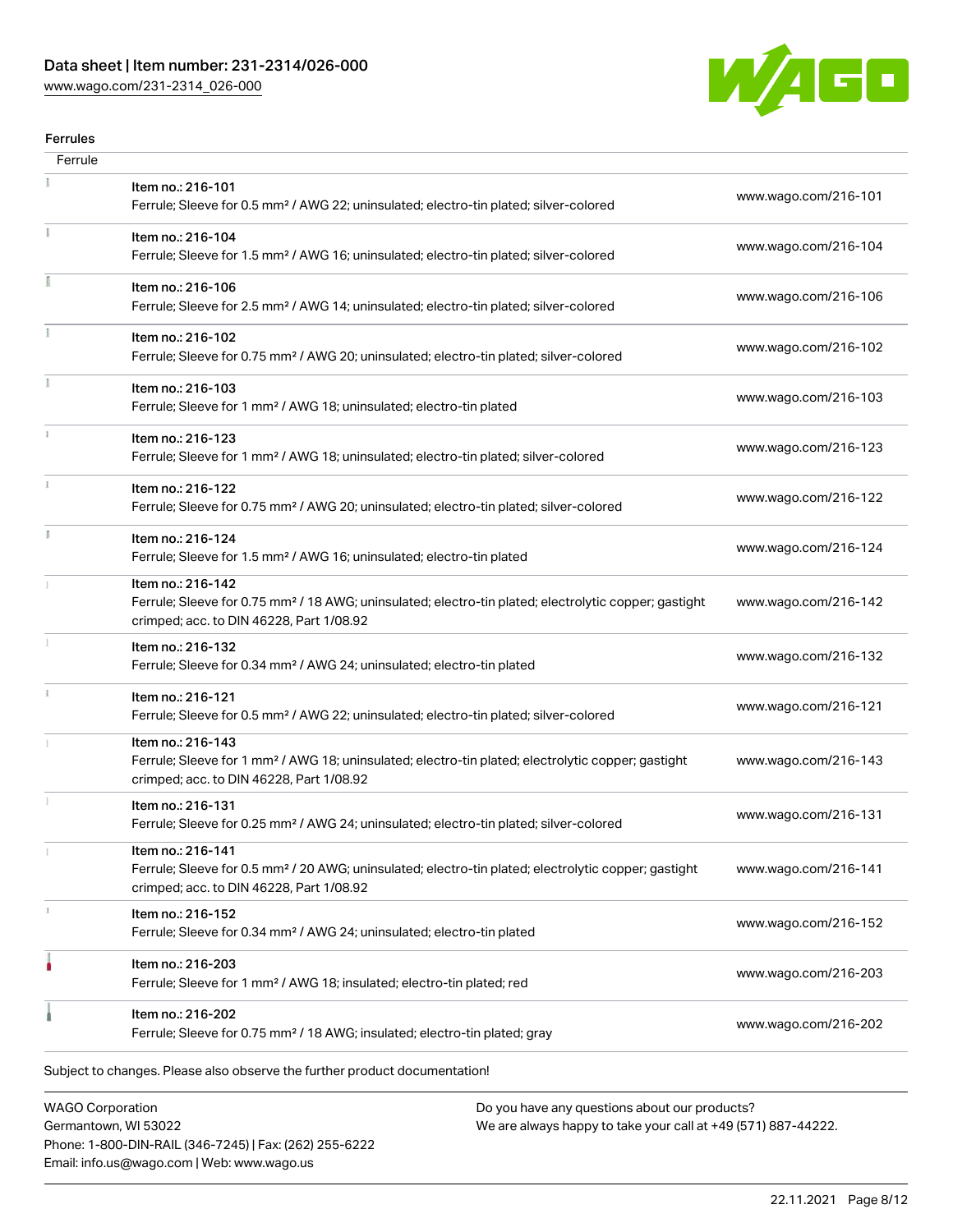## Ferrules

| Ferrule | | |
|---|---|---|
| | Item no.: 216-101<br>Ferrule; Sleeve for 0.5 mm² / AWG 22; uninsulated; electro-tin plated; silver-colored | www.wago.com/216-101 |
| | Item no.: 216-104<br>Ferrule; Sleeve for 1.5 mm² / AWG 16; uninsulated; electro-tin plated; silver-colored | www.wago.com/216-104 |
| | Item no.: 216-106<br>Ferrule; Sleeve for 2.5 mm² / AWG 14; uninsulated; electro-tin plated; silver-colored | www.wago.com/216-106 |
| | Item no.: 216-102<br>Ferrule; Sleeve for 0.75 mm² / AWG 20; uninsulated; electro-tin plated; silver-colored | www.wago.com/216-102 |
| | Item no.: 216-103<br>Ferrule; Sleeve for 1 mm² / AWG 18; uninsulated; electro-tin plated | www.wago.com/216-103 |
| | Item no.: 216-123<br>Ferrule; Sleeve for 1 mm² / AWG 18; uninsulated; electro-tin plated; silver-colored | www.wago.com/216-123 |
| | Item no.: 216-122<br>Ferrule; Sleeve for 0.75 mm² / AWG 20; uninsulated; electro-tin plated; silver-colored | www.wago.com/216-122 |
| | Item no.: 216-124<br>Ferrule; Sleeve for 1.5 mm² / AWG 16; uninsulated; electro-tin plated | www.wago.com/216-124 |
| | Item no.: 216-142<br>Ferrule; Sleeve for 0.75 mm² / 18 AWG; uninsulated; electro-tin plated; electrolytic copper; gastight crimped; acc. to DIN 46228, Part 1/08.92 | www.wago.com/216-142 |
| | Item no.: 216-132<br>Ferrule; Sleeve for 0.34 mm² / AWG 24; uninsulated; electro-tin plated | www.wago.com/216-132 |
| | Item no.: 216-121<br>Ferrule; Sleeve for 0.5 mm² / AWG 22; uninsulated; electro-tin plated; silver-colored | www.wago.com/216-121 |
| | Item no.: 216-143<br>Ferrule; Sleeve for 1 mm² / AWG 18; uninsulated; electro-tin plated; electrolytic copper; gastight crimped; acc. to DIN 46228, Part 1/08.92 | www.wago.com/216-143 |
| | Item no.: 216-131<br>Ferrule; Sleeve for 0.25 mm² / AWG 24; uninsulated; electro-tin plated; silver-colored | www.wago.com/216-131 |
| | Item no.: 216-141<br>Ferrule; Sleeve for 0.5 mm² / 20 AWG; uninsulated; electro-tin plated; electrolytic copper; gastight crimped; acc. to DIN 46228, Part 1/08.92 | www.wago.com/216-141 |
| | Item no.: 216-152<br>Ferrule; Sleeve for 0.34 mm² / AWG 24; uninsulated; electro-tin plated | www.wago.com/216-152 |
| | Item no.: 216-203<br>Ferrule; Sleeve for 1 mm² / AWG 18; insulated; electro-tin plated; red | www.wago.com/216-203 |
| | Item no.: 216-202<br>Ferrule; Sleeve for 0.75 mm² / 18 AWG; insulated; electro-tin plated; gray | www.wago.com/216-202 |

Subject to changes. Please also observe the further product documentation!

WAGO Corporation
Germantown, WI 53022
Phone: 1-800-DIN-RAIL (346-7245) | Fax: (262) 255-6222
Email: info.us@wago.com | Web: www.wago.us

Do you have any questions about our products?
We are always happy to take your call at +49 (571) 887-44222.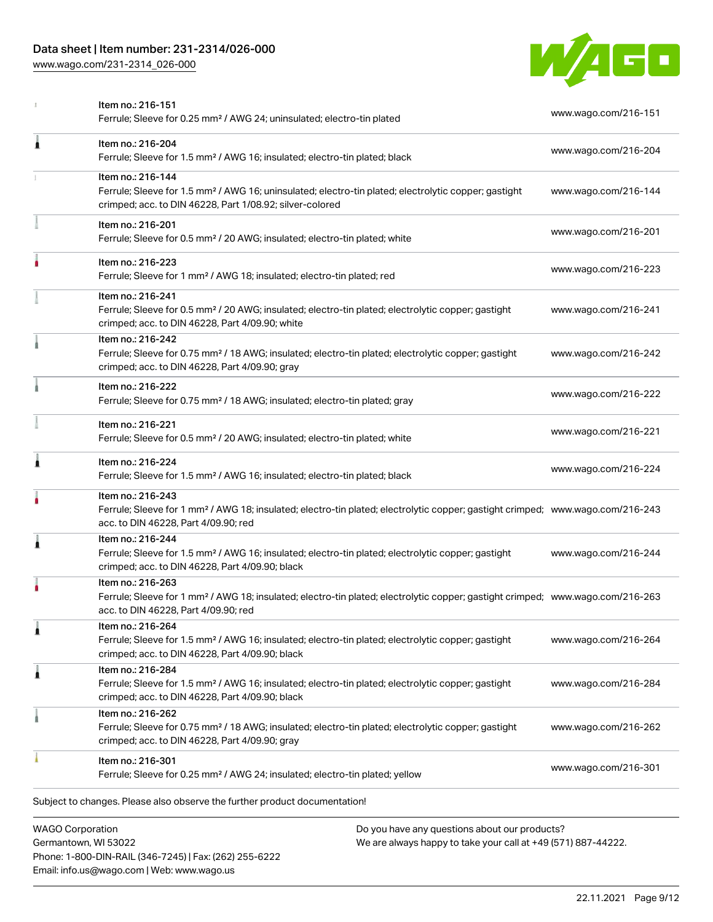| Item | Link |
| --- | --- |
| Item no.: 216-151<br>Ferrule; Sleeve for 0.25 mm² / AWG 24; uninsulated; electro-tin plated | www.wago.com/216-151 |
| Item no.: 216-204<br>Ferrule; Sleeve for 1.5 mm² / AWG 16; insulated; electro-tin plated; black | www.wago.com/216-204 |
| Item no.: 216-144<br>Ferrule; Sleeve for 1.5 mm² / AWG 16; uninsulated; electro-tin plated; electrolytic copper; gastight crimped; acc. to DIN 46228, Part 1/08.92; silver-colored | www.wago.com/216-144 |
| Item no.: 216-201<br>Ferrule; Sleeve for 0.5 mm² / 20 AWG; insulated; electro-tin plated; white | www.wago.com/216-201 |
| Item no.: 216-223<br>Ferrule; Sleeve for 1 mm² / AWG 18; insulated; electro-tin plated; red | www.wago.com/216-223 |
| Item no.: 216-241<br>Ferrule; Sleeve for 0.5 mm² / 20 AWG; insulated; electro-tin plated; electrolytic copper; gastight crimped; acc. to DIN 46228, Part 4/09.90; white | www.wago.com/216-241 |
| Item no.: 216-242<br>Ferrule; Sleeve for 0.75 mm² / 18 AWG; insulated; electro-tin plated; electrolytic copper; gastight crimped; acc. to DIN 46228, Part 4/09.90; gray | www.wago.com/216-242 |
| Item no.: 216-222<br>Ferrule; Sleeve for 0.75 mm² / 18 AWG; insulated; electro-tin plated; gray | www.wago.com/216-222 |
| Item no.: 216-221<br>Ferrule; Sleeve for 0.5 mm² / 20 AWG; insulated; electro-tin plated; white | www.wago.com/216-221 |
| Item no.: 216-224<br>Ferrule; Sleeve for 1.5 mm² / AWG 16; insulated; electro-tin plated; black | www.wago.com/216-224 |
| Item no.: 216-243<br>Ferrule; Sleeve for 1 mm² / AWG 18; insulated; electro-tin plated; electrolytic copper; gastight crimped; acc. to DIN 46228, Part 4/09.90; red | www.wago.com/216-243 |
| Item no.: 216-244<br>Ferrule; Sleeve for 1.5 mm² / AWG 16; insulated; electro-tin plated; electrolytic copper; gastight crimped; acc. to DIN 46228, Part 4/09.90; black | www.wago.com/216-244 |
| Item no.: 216-263<br>Ferrule; Sleeve for 1 mm² / AWG 18; insulated; electro-tin plated; electrolytic copper; gastight crimped; acc. to DIN 46228, Part 4/09.90; red | www.wago.com/216-263 |
| Item no.: 216-264<br>Ferrule; Sleeve for 1.5 mm² / AWG 16; insulated; electro-tin plated; electrolytic copper; gastight crimped; acc. to DIN 46228, Part 4/09.90; black | www.wago.com/216-264 |
| Item no.: 216-284<br>Ferrule; Sleeve for 1.5 mm² / AWG 16; insulated; electro-tin plated; electrolytic copper; gastight crimped; acc. to DIN 46228, Part 4/09.90; black | www.wago.com/216-284 |
| Item no.: 216-262<br>Ferrule; Sleeve for 0.75 mm² / 18 AWG; insulated; electro-tin plated; electrolytic copper; gastight crimped; acc. to DIN 46228, Part 4/09.90; gray | www.wago.com/216-262 |
| Item no.: 216-301<br>Ferrule; Sleeve for 0.25 mm² / AWG 24; insulated; electro-tin plated; yellow | www.wago.com/216-301 |

Subject to changes. Please also observe the further product documentation!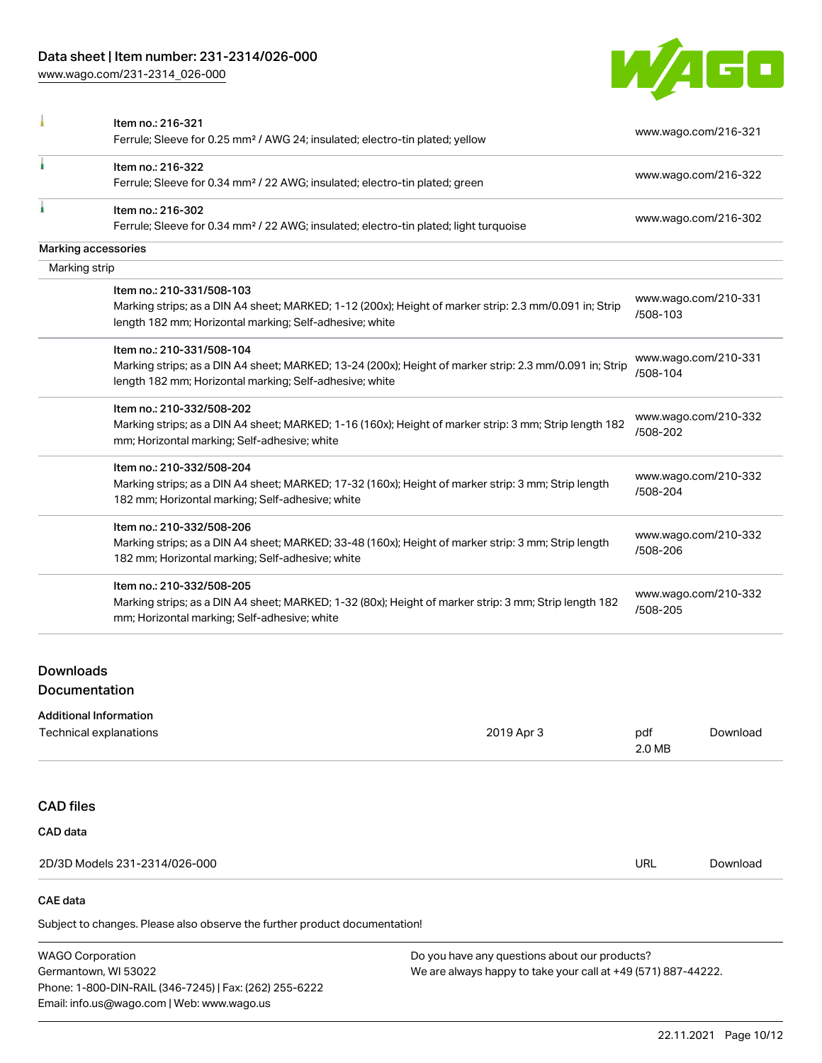| | | |
|---|---|---|
| | Item no.: 216-321<br>Ferrule; Sleeve for 0.25 mm² / AWG 24; insulated; electro-tin plated; yellow | www.wago.com/216-321 |
| | Item no.: 216-322<br>Ferrule; Sleeve for 0.34 mm² / 22 AWG; insulated; electro-tin plated; green | www.wago.com/216-322 |
| | Item no.: 216-302<br>Ferrule; Sleeve for 0.34 mm² / 22 AWG; insulated; electro-tin plated; light turquoise | www.wago.com/216-302 |

**Marking accessories**

Marking strip

| | | |
|---|---|---|
| | Item no.: 210-331/508-103<br>Marking strips; as a DIN A4 sheet; MARKED; 1-12 (200x); Height of marker strip: 2.3 mm/0.091 in; Strip length 182 mm; Horizontal marking; Self-adhesive; white | www.wago.com/210-331/508-103 |
| | Item no.: 210-331/508-104<br>Marking strips; as a DIN A4 sheet; MARKED; 13-24 (200x); Height of marker strip: 2.3 mm/0.091 in; Strip length 182 mm; Horizontal marking; Self-adhesive; white | www.wago.com/210-331/508-104 |
| | Item no.: 210-332/508-202<br>Marking strips; as a DIN A4 sheet; MARKED; 1-16 (160x); Height of marker strip: 3 mm; Strip length 182 mm; Horizontal marking; Self-adhesive; white | www.wago.com/210-332/508-202 |
| | Item no.: 210-332/508-204<br>Marking strips; as a DIN A4 sheet; MARKED; 17-32 (160x); Height of marker strip: 3 mm; Strip length 182 mm; Horizontal marking; Self-adhesive; white | www.wago.com/210-332/508-204 |
| | Item no.: 210-332/508-206<br>Marking strips; as a DIN A4 sheet; MARKED; 33-48 (160x); Height of marker strip: 3 mm; Strip length 182 mm; Horizontal marking; Self-adhesive; white | www.wago.com/210-332/508-206 |
| | Item no.: 210-332/508-205<br>Marking strips; as a DIN A4 sheet; MARKED; 1-32 (80x); Height of marker strip: 3 mm; Strip length 182 mm; Horizontal marking; Self-adhesive; white | www.wago.com/210-332/508-205 |

## Downloads

## Documentation

**Additional Information**

| | | | |
|---|---|---|---|
| Technical explanations | 2019 Apr 3 | pdf<br>2.0 MB | Download |

## CAD files

**CAD data**

| | | |
|---|---|---|
| 2D/3D Models 231-2314/026-000 | URL | Download |

**CAE data**

Subject to changes. Please also observe the further product documentation!

WAGO Corporation
Germantown, WI 53022
Phone: 1-800-DIN-RAIL (346-7245) | Fax: (262) 255-6222
Email: info.us@wago.com | Web: www.wago.us

Do you have any questions about our products?
We are always happy to take your call at +49 (571) 887-44222.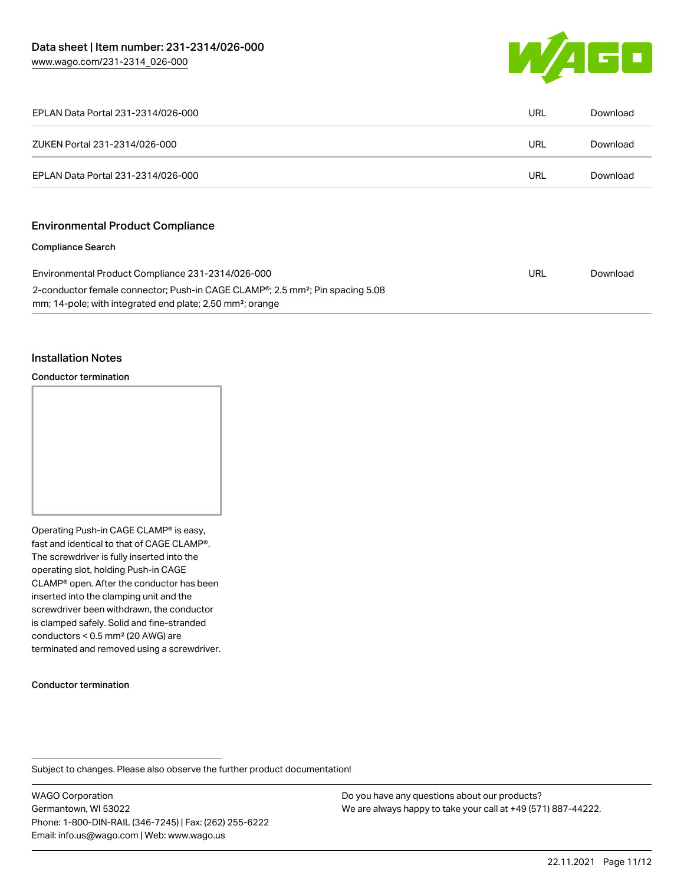| | | |
|---|---|---|
| EPLAN Data Portal 231-2314/026-000 | URL | Download |
| ZUKEN Portal 231-2314/026-000 | URL | Download |
| EPLAN Data Portal 231-2314/026-000 | URL | Download |

## Environmental Product Compliance

### Compliance Search

| | | |
|---|---|---|
| Environmental Product Compliance 231-2314/026-000<br>2-conductor female connector; Push-in CAGE CLAMP®; 2.5 mm²; Pin spacing 5.08 mm; 14-pole; with integrated end plate; 2,50 mm²; orange | URL | Download |

## Installation Notes

### Conductor termination

Operating Push-in CAGE CLAMP® is easy, fast and identical to that of CAGE CLAMP®. The screwdriver is fully inserted into the operating slot, holding Push-in CAGE CLAMP® open. After the conductor has been inserted into the clamping unit and the screwdriver been withdrawn, the conductor is clamped safely. Solid and fine-stranded conductors < 0.5 mm² (20 AWG) are terminated and removed using a screwdriver.

### Conductor termination

Subject to changes. Please also observe the further product documentation!

WAGO Corporation
Germantown, WI 53022
Phone: 1-800-DIN-RAIL (346-7245) | Fax: (262) 255-6222
Email: info.us@wago.com | Web: www.wago.us

Do you have any questions about our products?
We are always happy to take your call at +49 (571) 887-44222.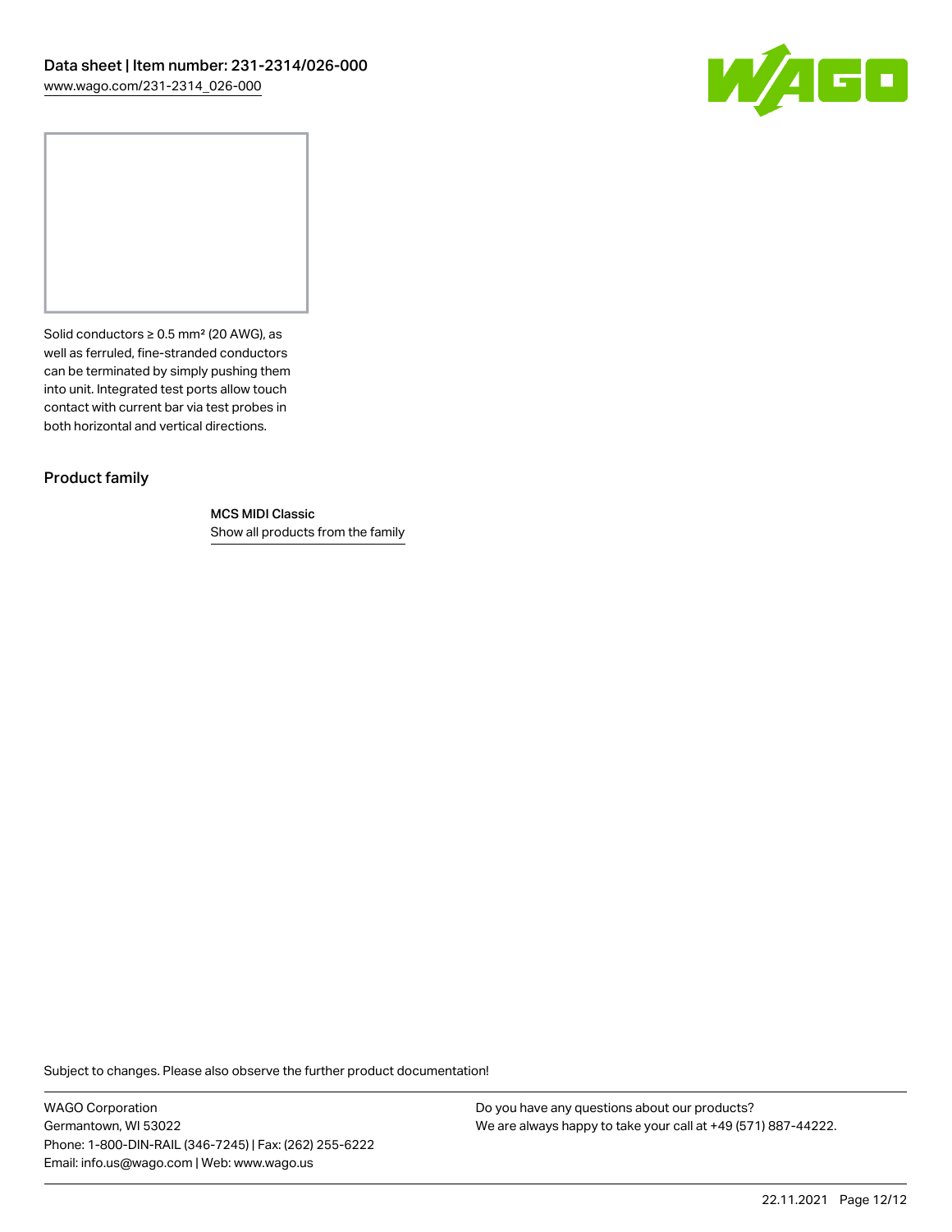Solid conductors ≥ 0.5 mm² (20 AWG), as well as ferruled, fine-stranded conductors can be terminated by simply pushing them into unit. Integrated test ports allow touch contact with current bar via test probes in both horizontal and vertical directions.

## Product family

MCS MIDI Classic
Show all products from the family

Subject to changes. Please also observe the further product documentation!

WAGO Corporation
Germantown, WI 53022
Phone: 1-800-DIN-RAIL (346-7245) | Fax: (262) 255-6222
Email: info.us@wago.com | Web: www.wago.us

Do you have any questions about our products?
We are always happy to take your call at +49 (571) 887-44222.